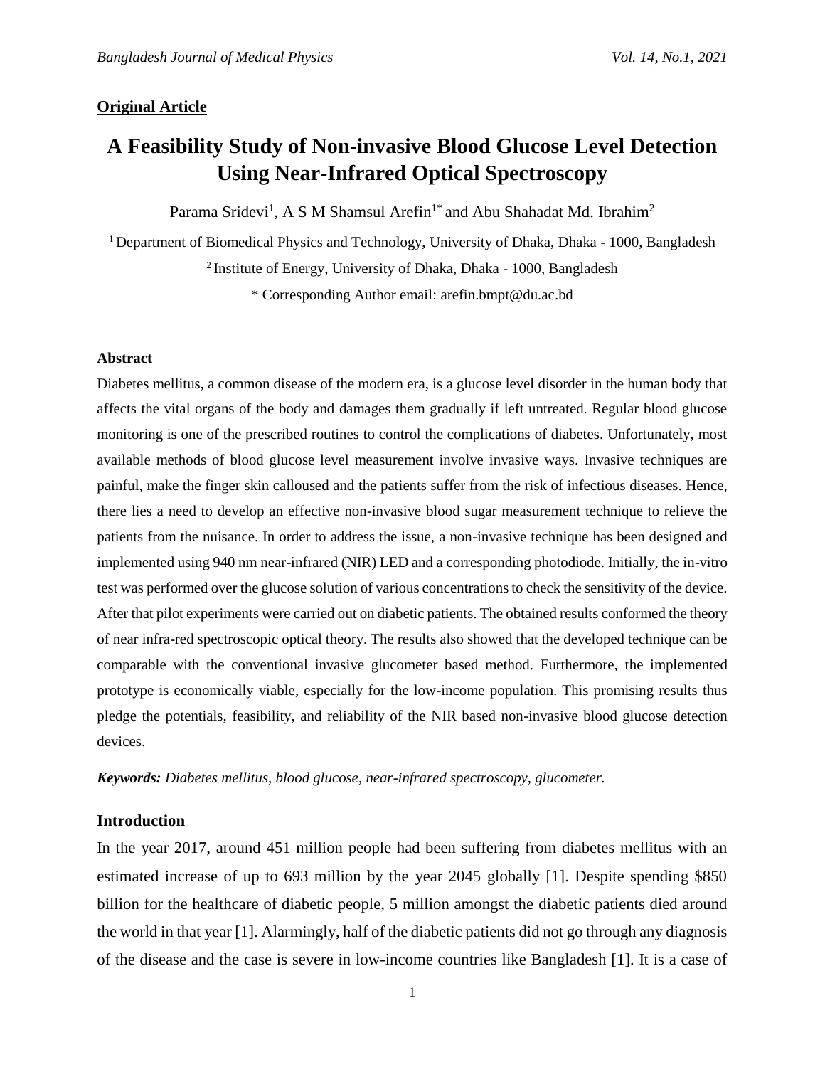**Original Article**

# A Feasibility Study of Non-invasive Blood Glucose Level Detection Using Near-Infrared Optical Spectroscopy

Parama Sridevi[1], A S M Shamsul Arefin[1*] and Abu Shahadat Md. Ibrahim[2]

[1] Department of Biomedical Physics and Technology, University of Dhaka, Dhaka - 1000, Bangladesh

[2] Institute of Energy, University of Dhaka, Dhaka - 1000, Bangladesh

* Corresponding Author email: arefin.bmpt@du.ac.bd

#### Abstract

Diabetes mellitus, a common disease of the modern era, is a glucose level disorder in the human body that affects the vital organs of the body and damages them gradually if left untreated. Regular blood glucose monitoring is one of the prescribed routines to control the complications of diabetes. Unfortunately, most available methods of blood glucose level measurement involve invasive ways. Invasive techniques are painful, make the finger skin calloused and the patients suffer from the risk of infectious diseases. Hence, there lies a need to develop an effective non-invasive blood sugar measurement technique to relieve the patients from the nuisance. In order to address the issue, a non-invasive technique has been designed and implemented using 940 nm near-infrared (NIR) LED and a corresponding photodiode. Initially, the in-vitro test was performed over the glucose solution of various concentrations to check the sensitivity of the device. After that pilot experiments were carried out on diabetic patients. The obtained results conformed the theory of near infra-red spectroscopic optical theory. The results also showed that the developed technique can be comparable with the conventional invasive glucometer based method. Furthermore, the implemented prototype is economically viable, especially for the low-income population. This promising results thus pledge the potentials, feasibility, and reliability of the NIR based non-invasive blood glucose detection devices.

***Keywords:*** *Diabetes mellitus, blood glucose, near-infrared spectroscopy, glucometer.*

## Introduction

In the year 2017, around 451 million people had been suffering from diabetes mellitus with an estimated increase of up to 693 million by the year 2045 globally [1]. Despite spending $850 billion for the healthcare of diabetic people, 5 million amongst the diabetic patients died around the world in that year [1]. Alarmingly, half of the diabetic patients did not go through any diagnosis of the disease and the case is severe in low-income countries like Bangladesh [1]. It is a case of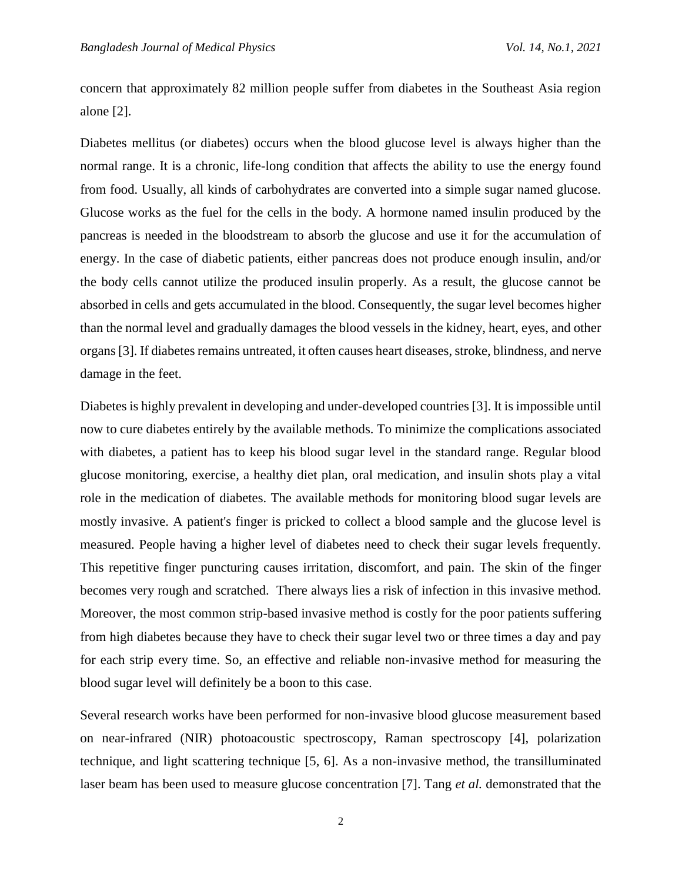concern that approximately 82 million people suffer from diabetes in the Southeast Asia region alone [2].

Diabetes mellitus (or diabetes) occurs when the blood glucose level is always higher than the normal range. It is a chronic, life-long condition that affects the ability to use the energy found from food. Usually, all kinds of carbohydrates are converted into a simple sugar named glucose. Glucose works as the fuel for the cells in the body. A hormone named insulin produced by the pancreas is needed in the bloodstream to absorb the glucose and use it for the accumulation of energy. In the case of diabetic patients, either pancreas does not produce enough insulin, and/or the body cells cannot utilize the produced insulin properly. As a result, the glucose cannot be absorbed in cells and gets accumulated in the blood. Consequently, the sugar level becomes higher than the normal level and gradually damages the blood vessels in the kidney, heart, eyes, and other organs [3]. If diabetes remains untreated, it often causes heart diseases, stroke, blindness, and nerve damage in the feet.

Diabetes is highly prevalent in developing and under-developed countries [3]. It is impossible until now to cure diabetes entirely by the available methods. To minimize the complications associated with diabetes, a patient has to keep his blood sugar level in the standard range. Regular blood glucose monitoring, exercise, a healthy diet plan, oral medication, and insulin shots play a vital role in the medication of diabetes. The available methods for monitoring blood sugar levels are mostly invasive. A patient's finger is pricked to collect a blood sample and the glucose level is measured. People having a higher level of diabetes need to check their sugar levels frequently. This repetitive finger puncturing causes irritation, discomfort, and pain. The skin of the finger becomes very rough and scratched. There always lies a risk of infection in this invasive method. Moreover, the most common strip-based invasive method is costly for the poor patients suffering from high diabetes because they have to check their sugar level two or three times a day and pay for each strip every time. So, an effective and reliable non-invasive method for measuring the blood sugar level will definitely be a boon to this case.

Several research works have been performed for non-invasive blood glucose measurement based on near-infrared (NIR) photoacoustic spectroscopy, Raman spectroscopy [4], polarization technique, and light scattering technique [5, 6]. As a non-invasive method, the transilluminated laser beam has been used to measure glucose concentration [7]. Tang *et al.* demonstrated that the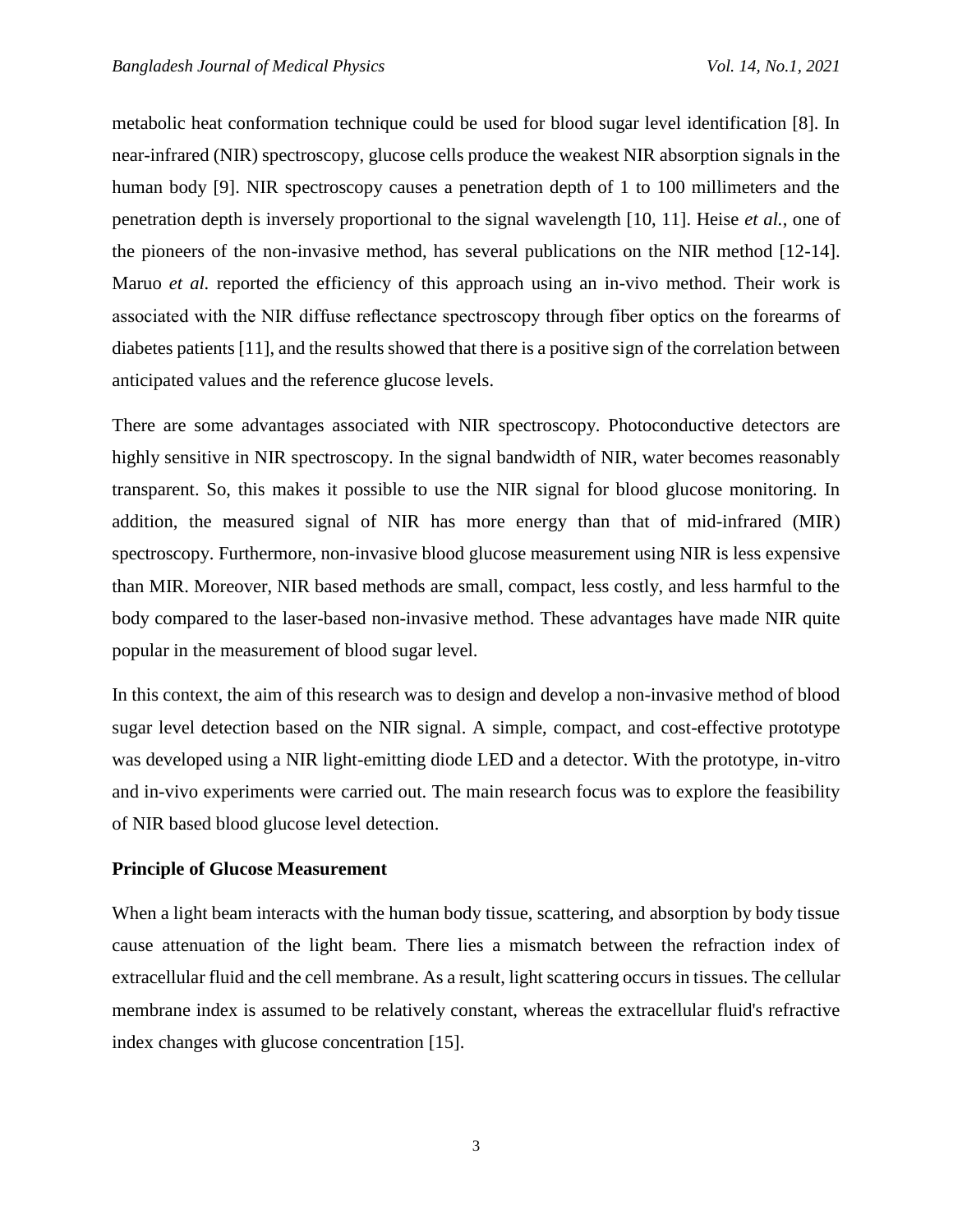metabolic heat conformation technique could be used for blood sugar level identification [8]. In near-infrared (NIR) spectroscopy, glucose cells produce the weakest NIR absorption signals in the human body [9]. NIR spectroscopy causes a penetration depth of 1 to 100 millimeters and the penetration depth is inversely proportional to the signal wavelength [10, 11]. Heise *et al.*, one of the pioneers of the non-invasive method, has several publications on the NIR method [12-14]. Maruo *et al.* reported the efficiency of this approach using an in-vivo method. Their work is associated with the NIR diffuse reflectance spectroscopy through fiber optics on the forearms of diabetes patients [11], and the results showed that there is a positive sign of the correlation between anticipated values and the reference glucose levels.

There are some advantages associated with NIR spectroscopy. Photoconductive detectors are highly sensitive in NIR spectroscopy. In the signal bandwidth of NIR, water becomes reasonably transparent. So, this makes it possible to use the NIR signal for blood glucose monitoring. In addition, the measured signal of NIR has more energy than that of mid-infrared (MIR) spectroscopy. Furthermore, non-invasive blood glucose measurement using NIR is less expensive than MIR. Moreover, NIR based methods are small, compact, less costly, and less harmful to the body compared to the laser-based non-invasive method. These advantages have made NIR quite popular in the measurement of blood sugar level.

In this context, the aim of this research was to design and develop a non-invasive method of blood sugar level detection based on the NIR signal. A simple, compact, and cost-effective prototype was developed using a NIR light-emitting diode LED and a detector. With the prototype, in-vitro and in-vivo experiments were carried out. The main research focus was to explore the feasibility of NIR based blood glucose level detection.

## Principle of Glucose Measurement

When a light beam interacts with the human body tissue, scattering, and absorption by body tissue cause attenuation of the light beam. There lies a mismatch between the refraction index of extracellular fluid and the cell membrane. As a result, light scattering occurs in tissues. The cellular membrane index is assumed to be relatively constant, whereas the extracellular fluid's refractive index changes with glucose concentration [15].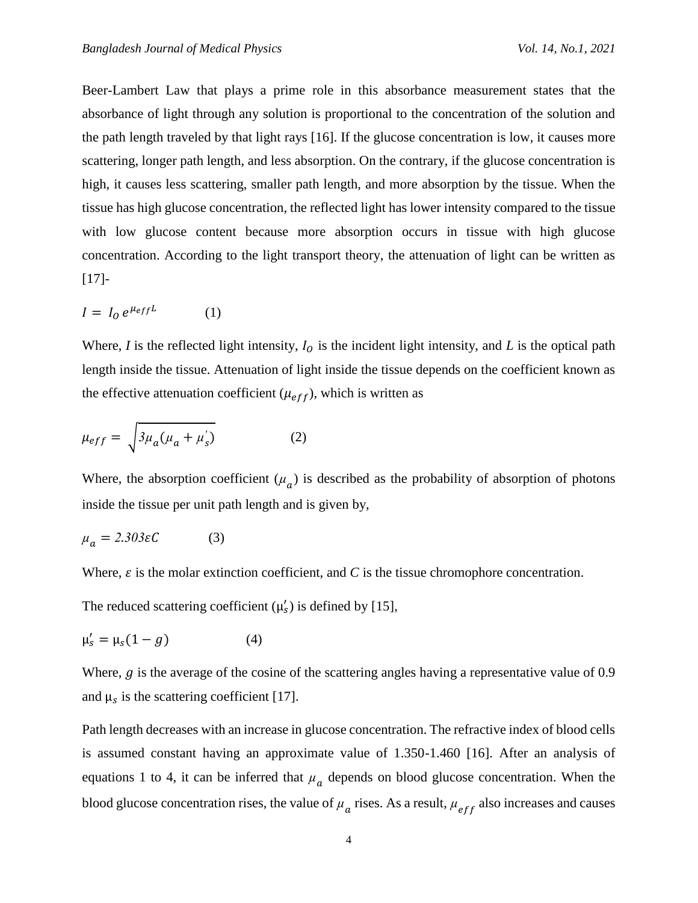Beer-Lambert Law that plays a prime role in this absorbance measurement states that the absorbance of light through any solution is proportional to the concentration of the solution and the path length traveled by that light rays [16]. If the glucose concentration is low, it causes more scattering, longer path length, and less absorption. On the contrary, if the glucose concentration is high, it causes less scattering, smaller path length, and more absorption by the tissue. When the tissue has high glucose concentration, the reflected light has lower intensity compared to the tissue with low glucose content because more absorption occurs in tissue with high glucose concentration. According to the light transport theory, the attenuation of light can be written as [17]-

$$I = I_O \, e^{\mu_{eff} L} \qquad (1)$$

Where, $I$ is the reflected light intensity, $I_O$ is the incident light intensity, and $L$ is the optical path length inside the tissue. Attenuation of light inside the tissue depends on the coefficient known as the effective attenuation coefficient ($\mu_{eff}$), which is written as

$$\mu_{eff} = \sqrt{3\mu_a(\mu_a + \mu_s^{'})} \qquad (2)$$

Where, the absorption coefficient ($\mu_a$) is described as the probability of absorption of photons inside the tissue per unit path length and is given by,

$$\mu_a = 2.303\varepsilon C \qquad (3)$$

Where, $\varepsilon$ is the molar extinction coefficient, and $C$ is the tissue chromophore concentration.

The reduced scattering coefficient ($\mu_s'$) is defined by [15],

$$\mu_s' = \mu_s(1 - g) \qquad (4)$$

Where, $g$ is the average of the cosine of the scattering angles having a representative value of 0.9 and $\mu_s$ is the scattering coefficient [17].

Path length decreases with an increase in glucose concentration. The refractive index of blood cells is assumed constant having an approximate value of 1.350-1.460 [16]. After an analysis of equations 1 to 4, it can be inferred that $\mu_a$ depends on blood glucose concentration. When the blood glucose concentration rises, the value of $\mu_a$ rises. As a result, $\mu_{eff}$ also increases and causes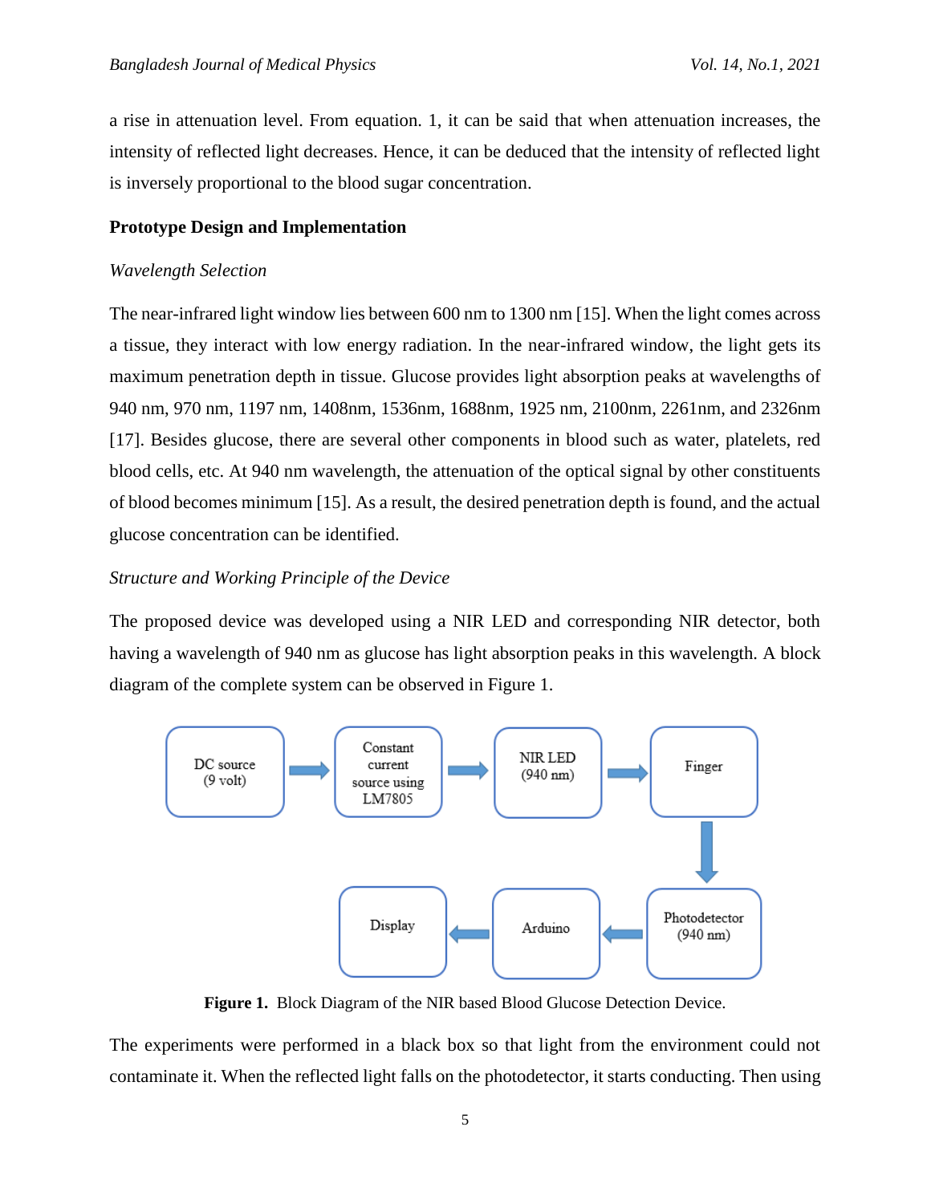a rise in attenuation level. From equation. 1, it can be said that when attenuation increases, the intensity of reflected light decreases. Hence, it can be deduced that the intensity of reflected light is inversely proportional to the blood sugar concentration.

## Prototype Design and Implementation

### *Wavelength Selection*

The near-infrared light window lies between 600 nm to 1300 nm [15]. When the light comes across a tissue, they interact with low energy radiation. In the near-infrared window, the light gets its maximum penetration depth in tissue. Glucose provides light absorption peaks at wavelengths of 940 nm, 970 nm, 1197 nm, 1408nm, 1536nm, 1688nm, 1925 nm, 2100nm, 2261nm, and 2326nm [17]. Besides glucose, there are several other components in blood such as water, platelets, red blood cells, etc. At 940 nm wavelength, the attenuation of the optical signal by other constituents of blood becomes minimum [15]. As a result, the desired penetration depth is found, and the actual glucose concentration can be identified.

### *Structure and Working Principle of the Device*

The proposed device was developed using a NIR LED and corresponding NIR detector, both having a wavelength of 940 nm as glucose has light absorption peaks in this wavelength. A block diagram of the complete system can be observed in Figure 1.

DC source (9 volt)

Constant current source using LM7805

NIR LED (940 nm)

Finger

Photodetector (940 nm)

Arduino

Display

**Figure 1.** Block Diagram of the NIR based Blood Glucose Detection Device.

The experiments were performed in a black box so that light from the environment could not contaminate it. When the reflected light falls on the photodetector, it starts conducting. Then using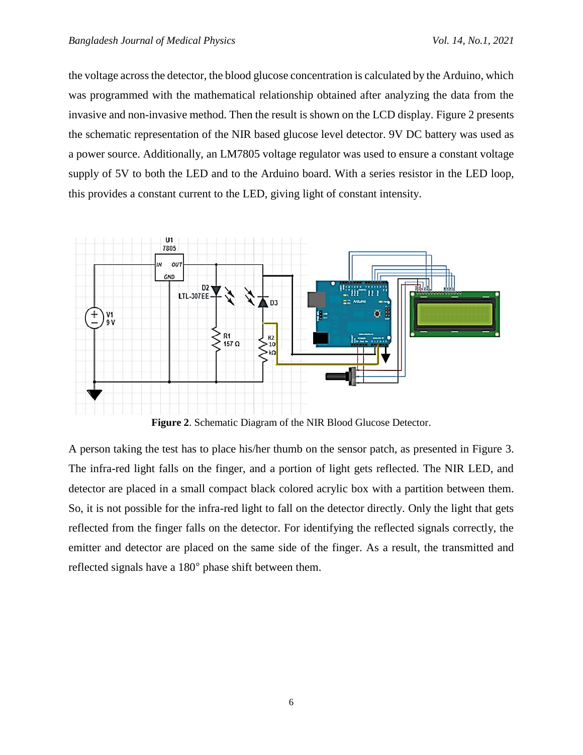the voltage across the detector, the blood glucose concentration is calculated by the Arduino, which was programmed with the mathematical relationship obtained after analyzing the data from the invasive and non-invasive method. Then the result is shown on the LCD display. Figure 2 presents the schematic representation of the NIR based glucose level detector. 9V DC battery was used as a power source. Additionally, an LM7805 voltage regulator was used to ensure a constant voltage supply of 5V to both the LED and to the Arduino board. With a series resistor in the LED loop, this provides a constant current to the LED, giving light of constant intensity.

**Figure 2**. Schematic Diagram of the NIR Blood Glucose Detector.

A person taking the test has to place his/her thumb on the sensor patch, as presented in Figure 3. The infra-red light falls on the finger, and a portion of light gets reflected. The NIR LED, and detector are placed in a small compact black colored acrylic box with a partition between them. So, it is not possible for the infra-red light to fall on the detector directly. Only the light that gets reflected from the finger falls on the detector. For identifying the reflected signals correctly, the emitter and detector are placed on the same side of the finger. As a result, the transmitted and reflected signals have a 180° phase shift between them.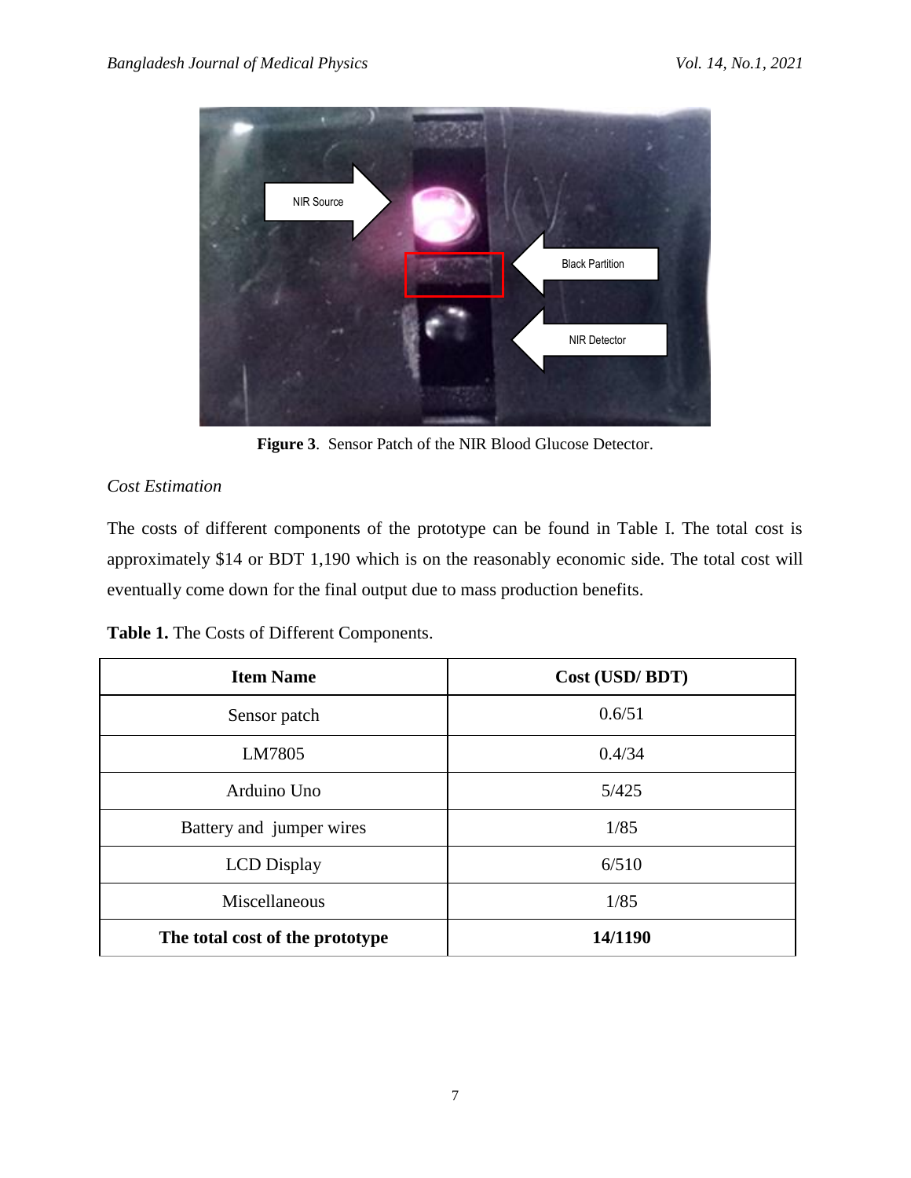Figure 3. Sensor Patch of the NIR Blood Glucose Detector.

*Cost Estimation*

The costs of different components of the prototype can be found in Table I. The total cost is approximately $14 or BDT 1,190 which is on the reasonably economic side. The total cost will eventually come down for the final output due to mass production benefits.

**Table 1.** The Costs of Different Components.

| Item Name | Cost (USD/ BDT) |
|---|---|
| Sensor patch | 0.6/51 |
| LM7805 | 0.4/34 |
| Arduino Uno | 5/425 |
| Battery and jumper wires | 1/85 |
| LCD Display | 6/510 |
| Miscellaneous | 1/85 |
| **The total cost of the prototype** | **14/1190** |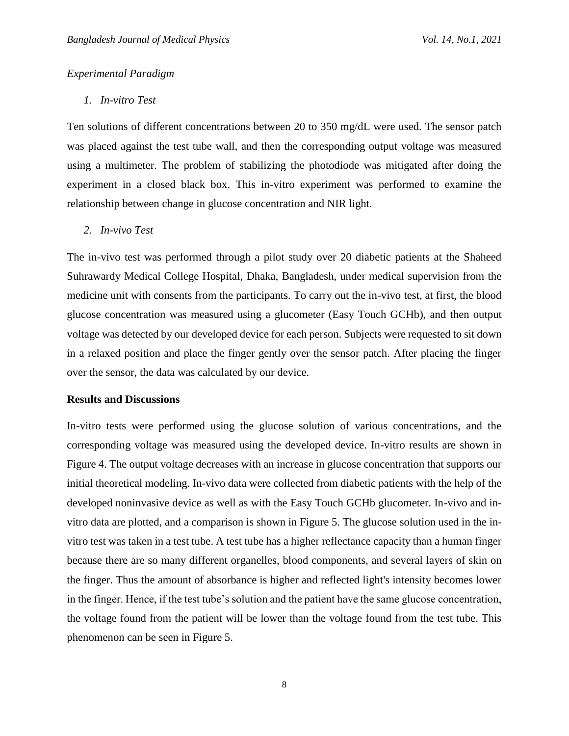*Experimental Paradigm*

1. *In-vitro Test*

Ten solutions of different concentrations between 20 to 350 mg/dL were used. The sensor patch was placed against the test tube wall, and then the corresponding output voltage was measured using a multimeter. The problem of stabilizing the photodiode was mitigated after doing the experiment in a closed black box. This in-vitro experiment was performed to examine the relationship between change in glucose concentration and NIR light.

2. *In-vivo Test*

The in-vivo test was performed through a pilot study over 20 diabetic patients at the Shaheed Suhrawardy Medical College Hospital, Dhaka, Bangladesh, under medical supervision from the medicine unit with consents from the participants. To carry out the in-vivo test, at first, the blood glucose concentration was measured using a glucometer (Easy Touch GCHb), and then output voltage was detected by our developed device for each person. Subjects were requested to sit down in a relaxed position and place the finger gently over the sensor patch. After placing the finger over the sensor, the data was calculated by our device.

**Results and Discussions**

In-vitro tests were performed using the glucose solution of various concentrations, and the corresponding voltage was measured using the developed device. In-vitro results are shown in Figure 4. The output voltage decreases with an increase in glucose concentration that supports our initial theoretical modeling. In-vivo data were collected from diabetic patients with the help of the developed noninvasive device as well as with the Easy Touch GCHb glucometer. In-vivo and in-vitro data are plotted, and a comparison is shown in Figure 5. The glucose solution used in the in-vitro test was taken in a test tube. A test tube has a higher reflectance capacity than a human finger because there are so many different organelles, blood components, and several layers of skin on the finger. Thus the amount of absorbance is higher and reflected light's intensity becomes lower in the finger. Hence, if the test tube's solution and the patient have the same glucose concentration, the voltage found from the patient will be lower than the voltage found from the test tube. This phenomenon can be seen in Figure 5.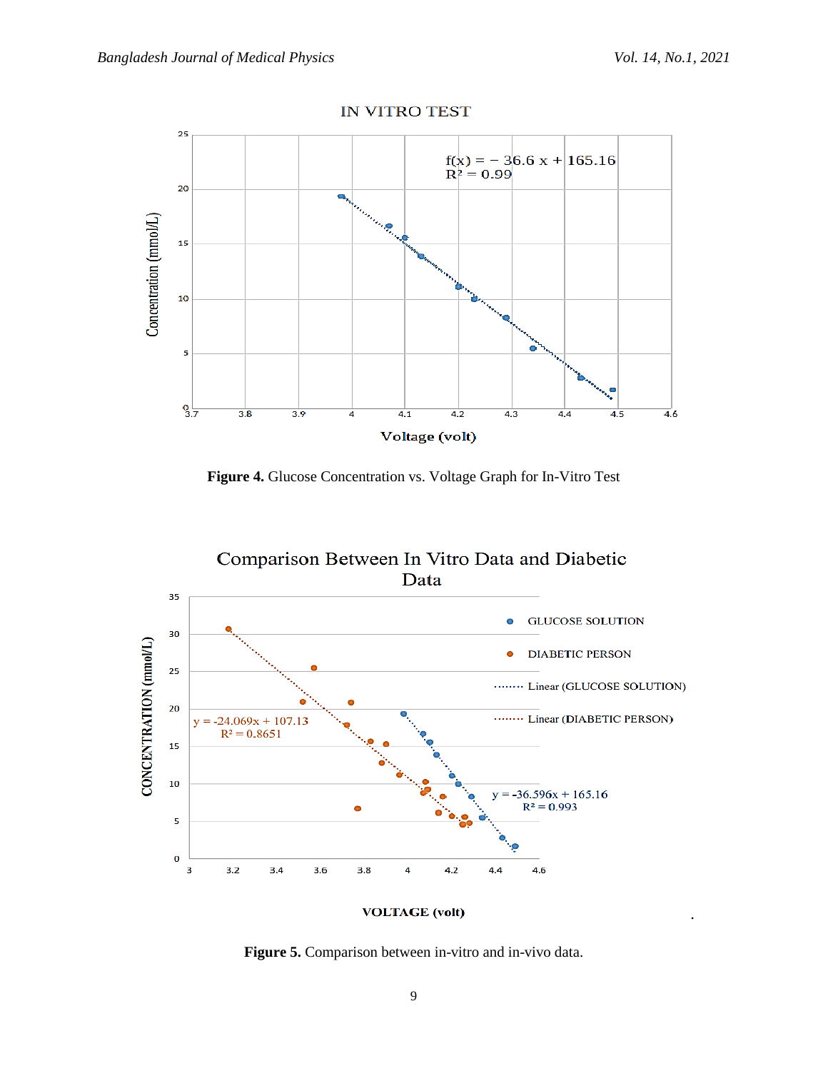IN VITRO TEST

$f(x) = -36.6\,x + 165.16$
$R^2 = 0.99$

Concentration (mmol/L)

Voltage (volt)

0, 5, 10, 15, 20, 25

3.7, 3.8, 3.9, 4, 4.1, 4.2, 4.3, 4.4, 4.5, 4.6

**Figure 4.** Glucose Concentration vs. Voltage Graph for In-Vitro Test

Comparison Between In Vitro Data and Diabetic Data

GLUCOSE SOLUTION

DIABETIC PERSON

Linear (GLUCOSE SOLUTION)

Linear (DIABETIC PERSON)

$y = -24.069x + 107.13$
$R^2 = 0.8651$

$y = -36.596x + 165.16$
$R^2 = 0.993$

CONCENTRATION (mmol/L)

VOLTAGE (volt)

0, 5, 10, 15, 20, 25, 30, 35

3, 3.2, 3.4, 3.6, 3.8, 4, 4.2, 4.4, 4.6

**Figure 5.** Comparison between in-vitro and in-vivo data.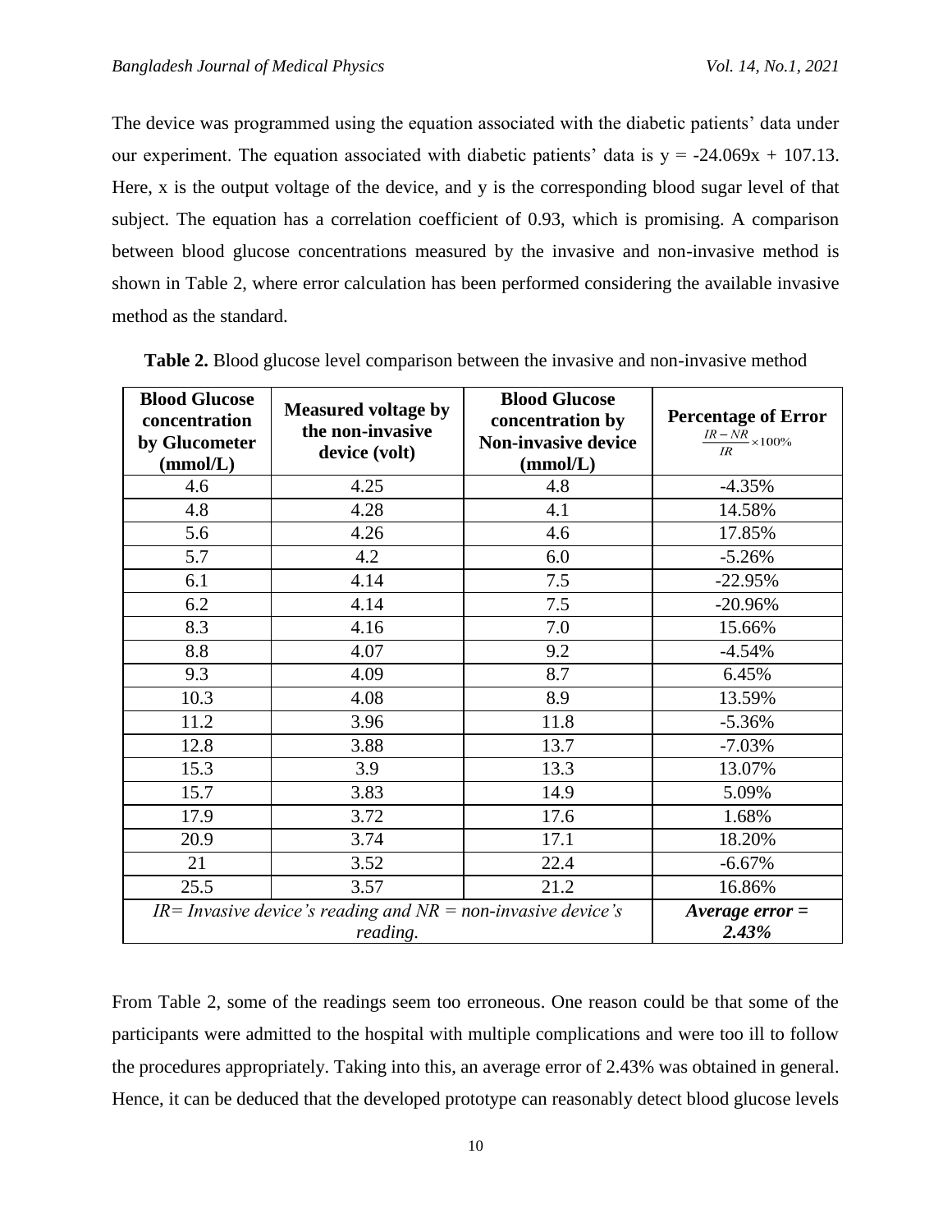The device was programmed using the equation associated with the diabetic patients' data under our experiment. The equation associated with diabetic patients' data is $y = -24.069x + 107.13$. Here, x is the output voltage of the device, and y is the corresponding blood sugar level of that subject. The equation has a correlation coefficient of 0.93, which is promising. A comparison between blood glucose concentrations measured by the invasive and non-invasive method is shown in Table 2, where error calculation has been performed considering the available invasive method as the standard.

**Table 2.** Blood glucose level comparison between the invasive and non-invasive method

| **Blood Glucose concentration by Glucometer (mmol/L)** | **Measured voltage by the non-invasive device (volt)** | **Blood Glucose concentration by Non-invasive device (mmol/L)** | **Percentage of Error** $\frac{IR-NR}{IR}\times 100\%$ |
|---|---|---|---|
| 4.6 | 4.25 | 4.8 | -4.35% |
| 4.8 | 4.28 | 4.1 | 14.58% |
| 5.6 | 4.26 | 4.6 | 17.85% |
| 5.7 | 4.2 | 6.0 | -5.26% |
| 6.1 | 4.14 | 7.5 | -22.95% |
| 6.2 | 4.14 | 7.5 | -20.96% |
| 8.3 | 4.16 | 7.0 | 15.66% |
| 8.8 | 4.07 | 9.2 | -4.54% |
| 9.3 | 4.09 | 8.7 | 6.45% |
| 10.3 | 4.08 | 8.9 | 13.59% |
| 11.2 | 3.96 | 11.8 | -5.36% |
| 12.8 | 3.88 | 13.7 | -7.03% |
| 15.3 | 3.9 | 13.3 | 13.07% |
| 15.7 | 3.83 | 14.9 | 5.09% |
| 17.9 | 3.72 | 17.6 | 1.68% |
| 20.9 | 3.74 | 17.1 | 18.20% |
| 21 | 3.52 | 22.4 | -6.67% |
| 25.5 | 3.57 | 21.2 | 16.86% |
| *IR= Invasive device's reading and NR = non-invasive device's reading.* | | | ***Average error = 2.43%*** |

From Table 2, some of the readings seem too erroneous. One reason could be that some of the participants were admitted to the hospital with multiple complications and were too ill to follow the procedures appropriately. Taking into this, an average error of 2.43% was obtained in general. Hence, it can be deduced that the developed prototype can reasonably detect blood glucose levels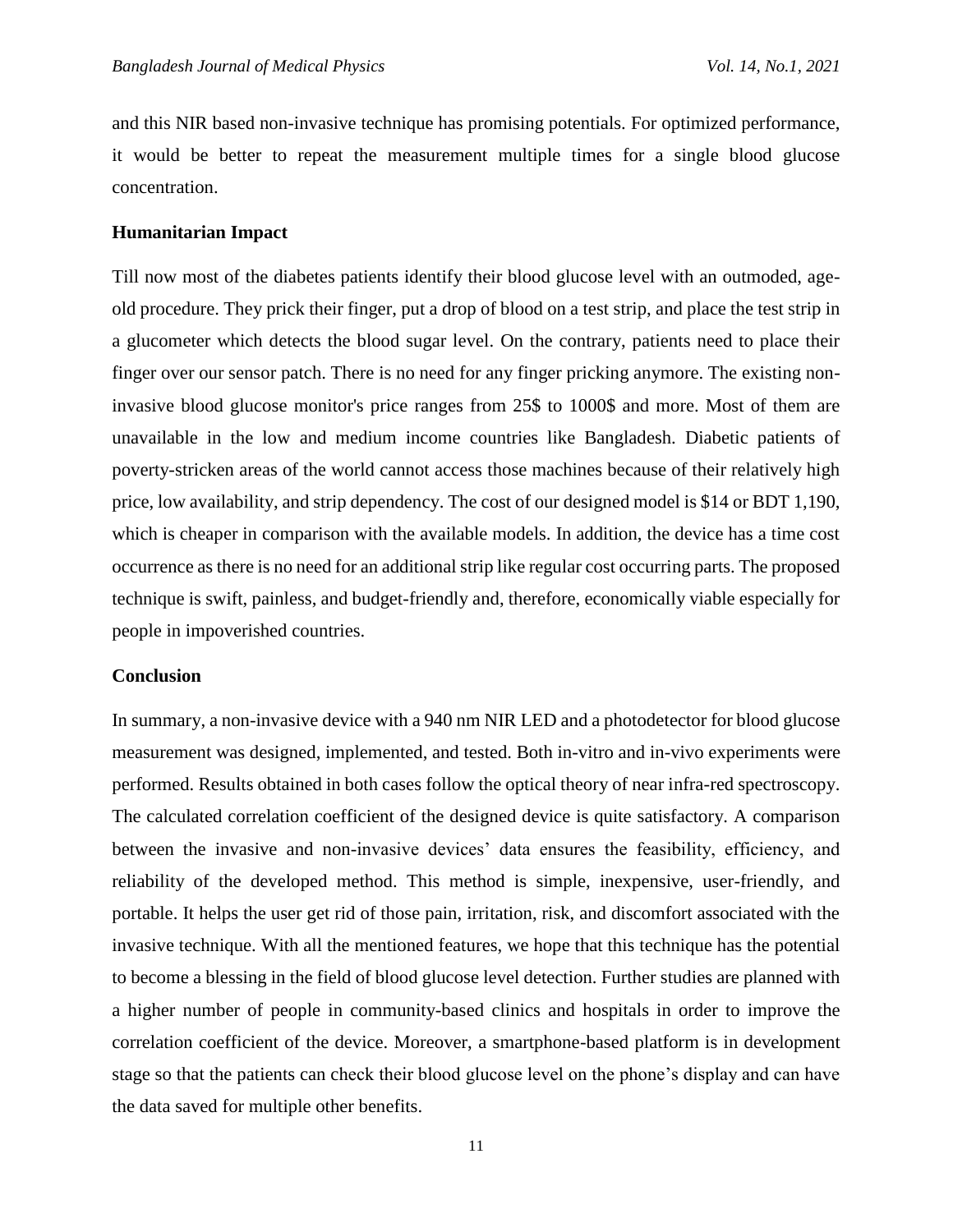and this NIR based non-invasive technique has promising potentials. For optimized performance, it would be better to repeat the measurement multiple times for a single blood glucose concentration.

## Humanitarian Impact

Till now most of the diabetes patients identify their blood glucose level with an outmoded, age-old procedure. They prick their finger, put a drop of blood on a test strip, and place the test strip in a glucometer which detects the blood sugar level. On the contrary, patients need to place their finger over our sensor patch. There is no need for any finger pricking anymore. The existing non-invasive blood glucose monitor's price ranges from 25$ to 1000$ and more. Most of them are unavailable in the low and medium income countries like Bangladesh. Diabetic patients of poverty-stricken areas of the world cannot access those machines because of their relatively high price, low availability, and strip dependency. The cost of our designed model is $14 or BDT 1,190, which is cheaper in comparison with the available models. In addition, the device has a time cost occurrence as there is no need for an additional strip like regular cost occurring parts. The proposed technique is swift, painless, and budget-friendly and, therefore, economically viable especially for people in impoverished countries.

## Conclusion

In summary, a non-invasive device with a 940 nm NIR LED and a photodetector for blood glucose measurement was designed, implemented, and tested. Both in-vitro and in-vivo experiments were performed. Results obtained in both cases follow the optical theory of near infra-red spectroscopy. The calculated correlation coefficient of the designed device is quite satisfactory. A comparison between the invasive and non-invasive devices' data ensures the feasibility, efficiency, and reliability of the developed method. This method is simple, inexpensive, user-friendly, and portable. It helps the user get rid of those pain, irritation, risk, and discomfort associated with the invasive technique. With all the mentioned features, we hope that this technique has the potential to become a blessing in the field of blood glucose level detection. Further studies are planned with a higher number of people in community-based clinics and hospitals in order to improve the correlation coefficient of the device. Moreover, a smartphone-based platform is in development stage so that the patients can check their blood glucose level on the phone's display and can have the data saved for multiple other benefits.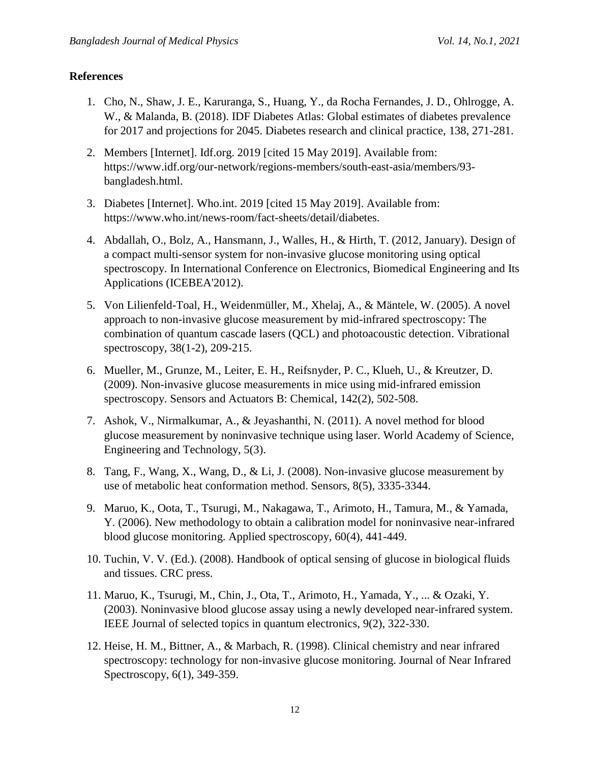## References

1. Cho, N., Shaw, J. E., Karuranga, S., Huang, Y., da Rocha Fernandes, J. D., Ohlrogge, A. W., & Malanda, B. (2018). IDF Diabetes Atlas: Global estimates of diabetes prevalence for 2017 and projections for 2045. Diabetes research and clinical practice, 138, 271-281.
2. Members [Internet]. Idf.org. 2019 [cited 15 May 2019]. Available from: https://www.idf.org/our-network/regions-members/south-east-asia/members/93-bangladesh.html.
3. Diabetes [Internet]. Who.int. 2019 [cited 15 May 2019]. Available from: https://www.who.int/news-room/fact-sheets/detail/diabetes.
4. Abdallah, O., Bolz, A., Hansmann, J., Walles, H., & Hirth, T. (2012, January). Design of a compact multi-sensor system for non-invasive glucose monitoring using optical spectroscopy. In International Conference on Electronics, Biomedical Engineering and Its Applications (ICEBEA'2012).
5. Von Lilienfeld-Toal, H., Weidenmüller, M., Xhelaj, A., & Mäntele, W. (2005). A novel approach to non-invasive glucose measurement by mid-infrared spectroscopy: The combination of quantum cascade lasers (QCL) and photoacoustic detection. Vibrational spectroscopy, 38(1-2), 209-215.
6. Mueller, M., Grunze, M., Leiter, E. H., Reifsnyder, P. C., Klueh, U., & Kreutzer, D. (2009). Non-invasive glucose measurements in mice using mid-infrared emission spectroscopy. Sensors and Actuators B: Chemical, 142(2), 502-508.
7. Ashok, V., Nirmalkumar, A., & Jeyashanthi, N. (2011). A novel method for blood glucose measurement by noninvasive technique using laser. World Academy of Science, Engineering and Technology, 5(3).
8. Tang, F., Wang, X., Wang, D., & Li, J. (2008). Non-invasive glucose measurement by use of metabolic heat conformation method. Sensors, 8(5), 3335-3344.
9. Maruo, K., Oota, T., Tsurugi, M., Nakagawa, T., Arimoto, H., Tamura, M., & Yamada, Y. (2006). New methodology to obtain a calibration model for noninvasive near-infrared blood glucose monitoring. Applied spectroscopy, 60(4), 441-449.
10. Tuchin, V. V. (Ed.). (2008). Handbook of optical sensing of glucose in biological fluids and tissues. CRC press.
11. Maruo, K., Tsurugi, M., Chin, J., Ota, T., Arimoto, H., Yamada, Y., ... & Ozaki, Y. (2003). Noninvasive blood glucose assay using a newly developed near-infrared system. IEEE Journal of selected topics in quantum electronics, 9(2), 322-330.
12. Heise, H. M., Bittner, A., & Marbach, R. (1998). Clinical chemistry and near infrared spectroscopy: technology for non-invasive glucose monitoring. Journal of Near Infrared Spectroscopy, 6(1), 349-359.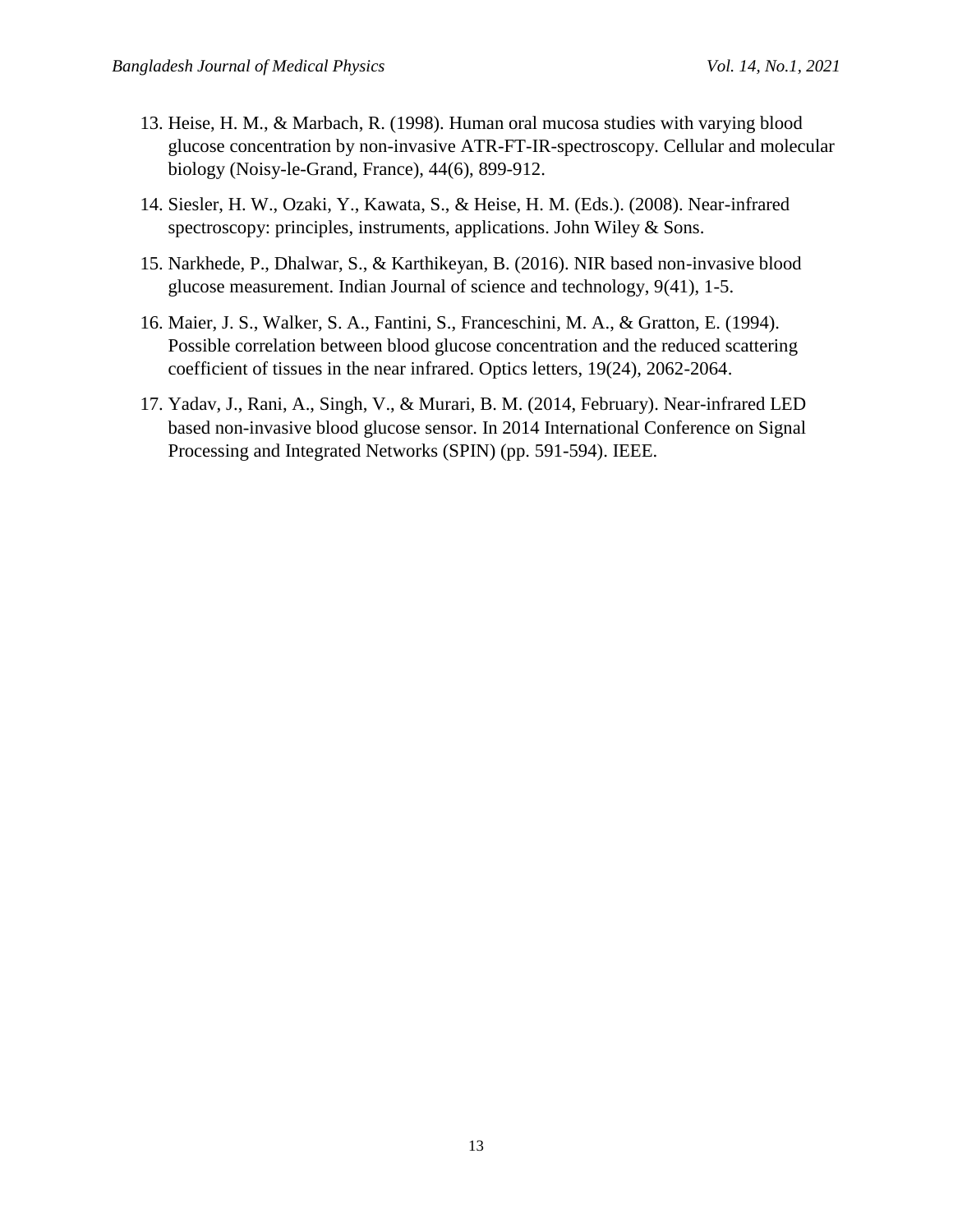13. Heise, H. M., & Marbach, R. (1998). Human oral mucosa studies with varying blood glucose concentration by non-invasive ATR-FT-IR-spectroscopy. Cellular and molecular biology (Noisy-le-Grand, France), 44(6), 899-912.
14. Siesler, H. W., Ozaki, Y., Kawata, S., & Heise, H. M. (Eds.). (2008). Near-infrared spectroscopy: principles, instruments, applications. John Wiley & Sons.
15. Narkhede, P., Dhalwar, S., & Karthikeyan, B. (2016). NIR based non-invasive blood glucose measurement. Indian Journal of science and technology, 9(41), 1-5.
16. Maier, J. S., Walker, S. A., Fantini, S., Franceschini, M. A., & Gratton, E. (1994). Possible correlation between blood glucose concentration and the reduced scattering coefficient of tissues in the near infrared. Optics letters, 19(24), 2062-2064.
17. Yadav, J., Rani, A., Singh, V., & Murari, B. M. (2014, February). Near-infrared LED based non-invasive blood glucose sensor. In 2014 International Conference on Signal Processing and Integrated Networks (SPIN) (pp. 591-594). IEEE.